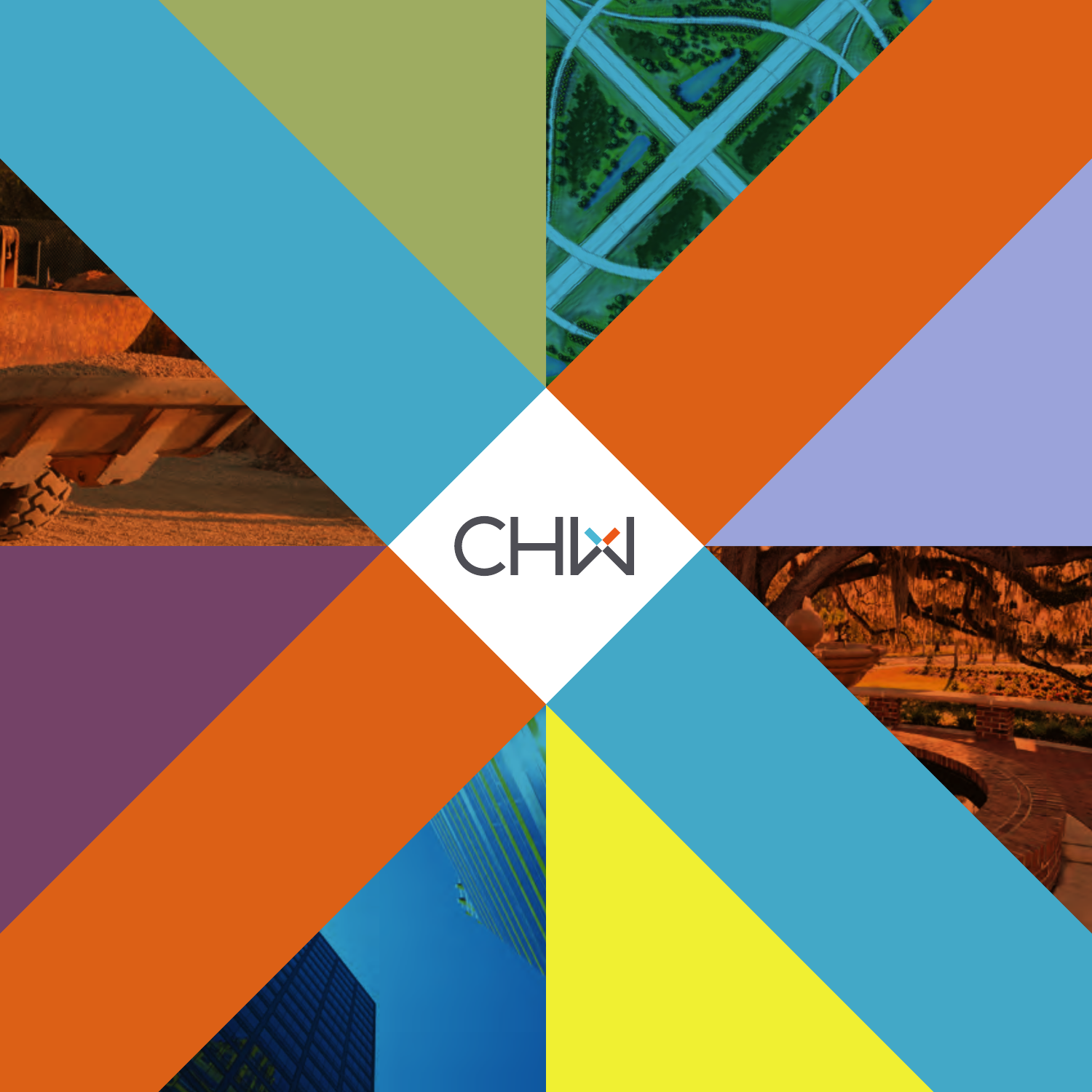CHW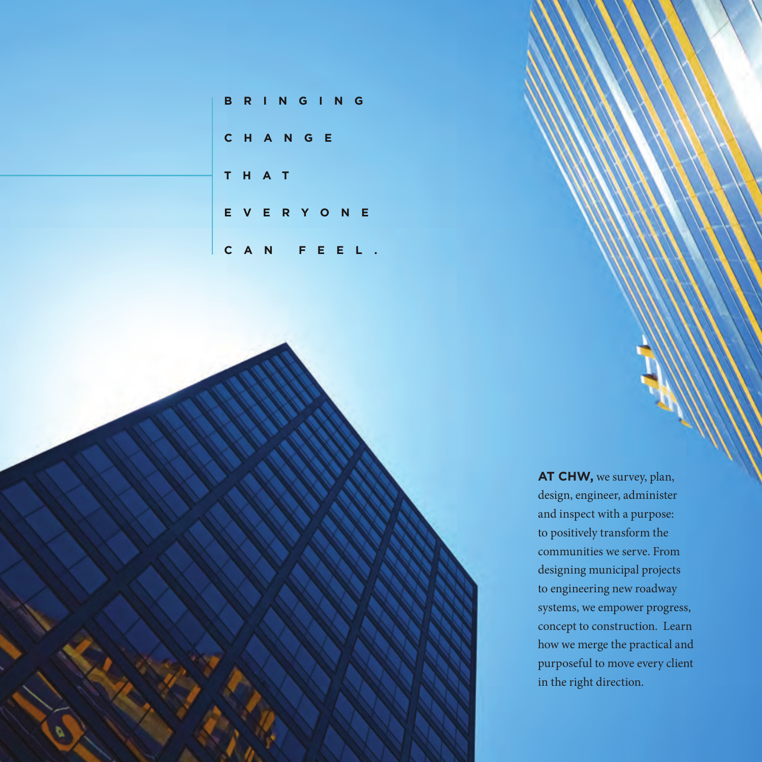# BRINGING CHANGE THAT EVERYONE CAN FEEL.

**AT CHW,** we survey, plan, design, engineer, administer and inspect with a purpose: to positively transform the communities we serve. From designing municipal projects to engineering new roadway systems, we empower progress, concept to construction. Learn how we merge the practical and purposeful to move every client in the right direction.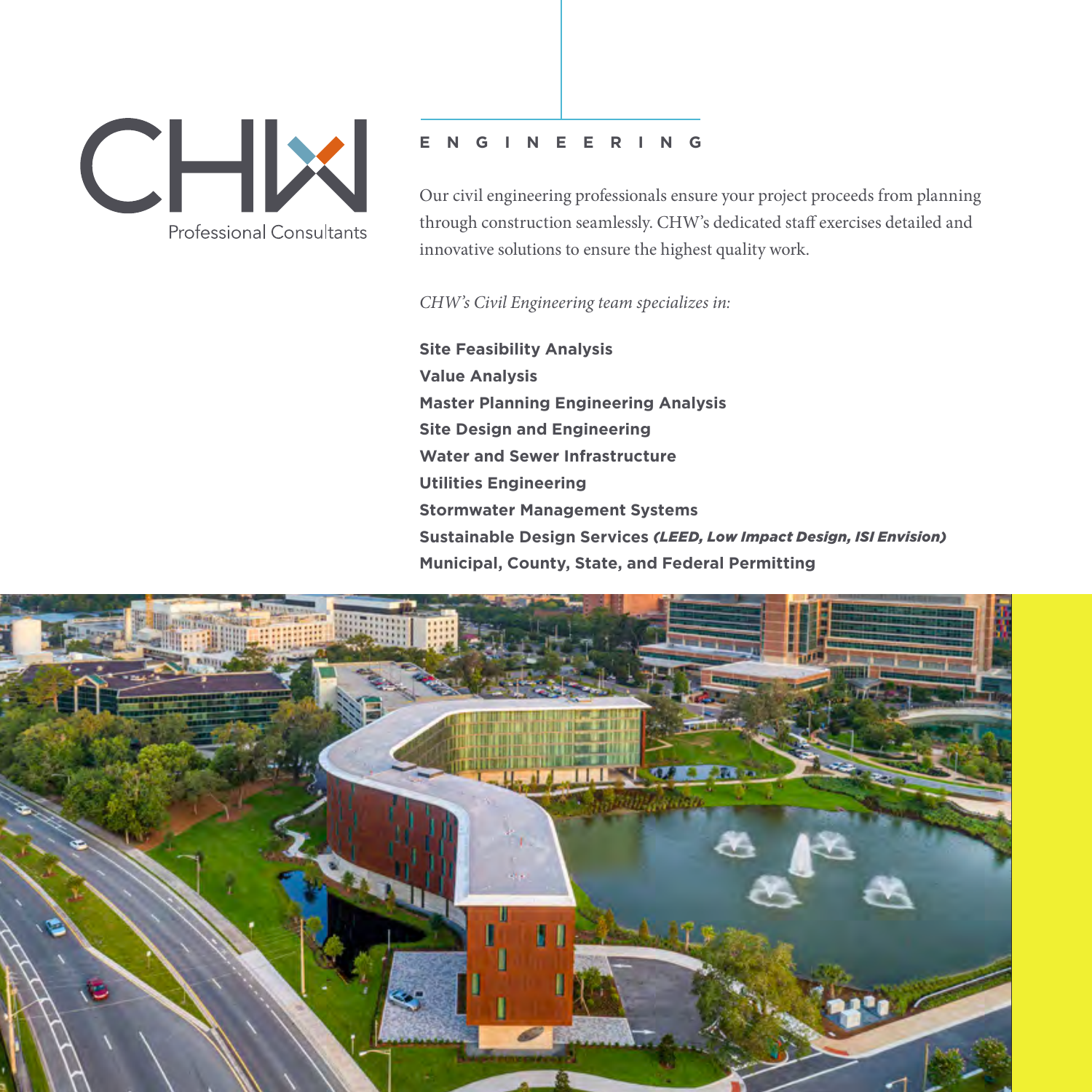CHW Professional Consultants

## ENGINEERING

Our civil engineering professionals ensure your project proceeds from planning through construction seamlessly. CHW's dedicated staff exercises detailed and innovative solutions to ensure the highest quality work.

*CHW's Civil Engineering team specializes in:*

**Site Feasibility Analysis**
**Value Analysis**
**Master Planning Engineering Analysis**
**Site Design and Engineering**
**Water and Sewer Infrastructure**
**Utilities Engineering**
**Stormwater Management Systems**
**Sustainable Design Services** ***(LEED, Low Impact Design, ISI Envision)***
**Municipal, County, State, and Federal Permitting**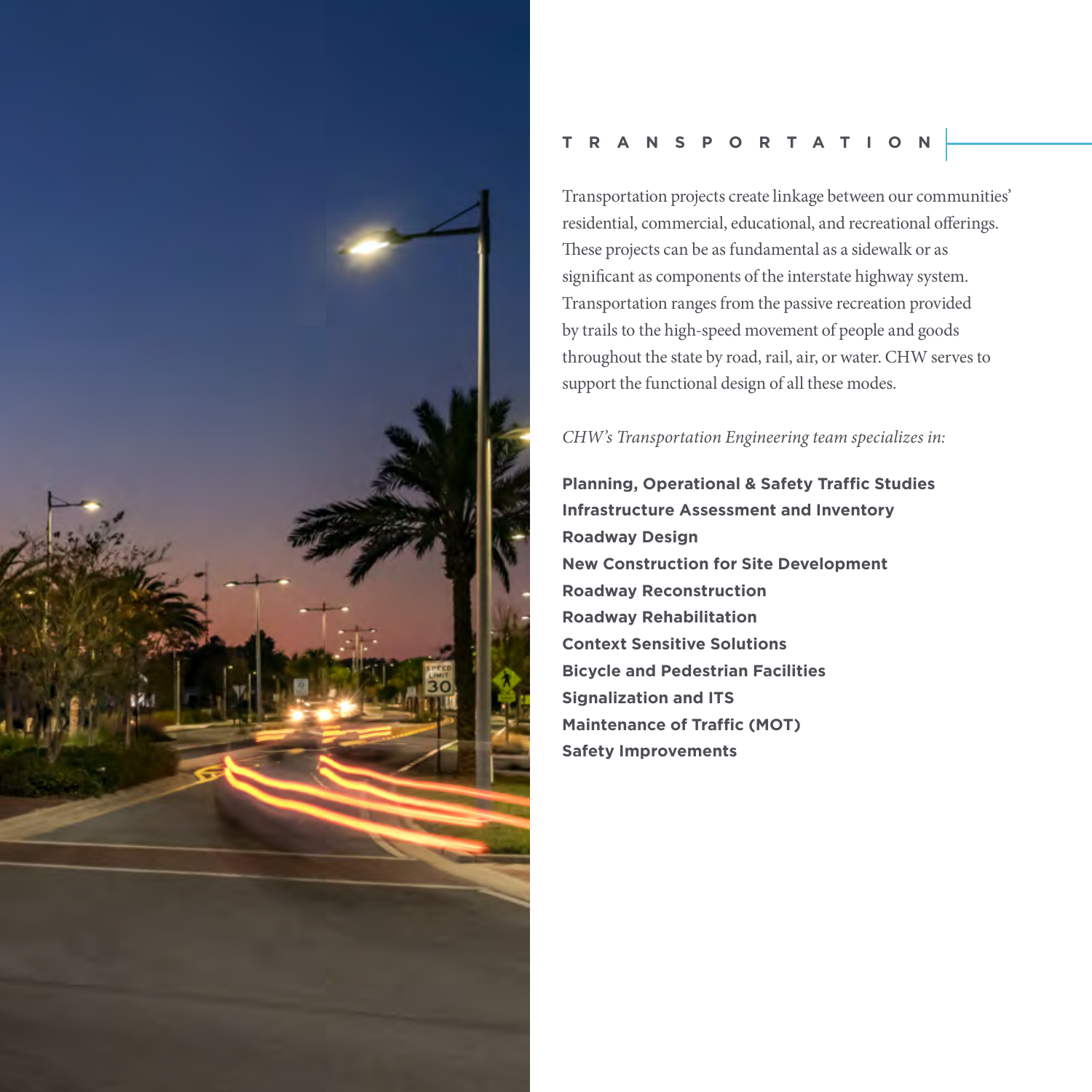# TRANSPORTATION

Transportation projects create linkage between our communities' residential, commercial, educational, and recreational offerings. These projects can be as fundamental as a sidewalk or as significant as components of the interstate highway system. Transportation ranges from the passive recreation provided by trails to the high-speed movement of people and goods throughout the state by road, rail, air, or water. CHW serves to support the functional design of all these modes.

*CHW's Transportation Engineering team specializes in:*

**Planning, Operational & Safety Traffic Studies**
**Infrastructure Assessment and Inventory**
**Roadway Design**
**New Construction for Site Development**
**Roadway Reconstruction**
**Roadway Rehabilitation**
**Context Sensitive Solutions**
**Bicycle and Pedestrian Facilities**
**Signalization and ITS**
**Maintenance of Traffic (MOT)**
**Safety Improvements**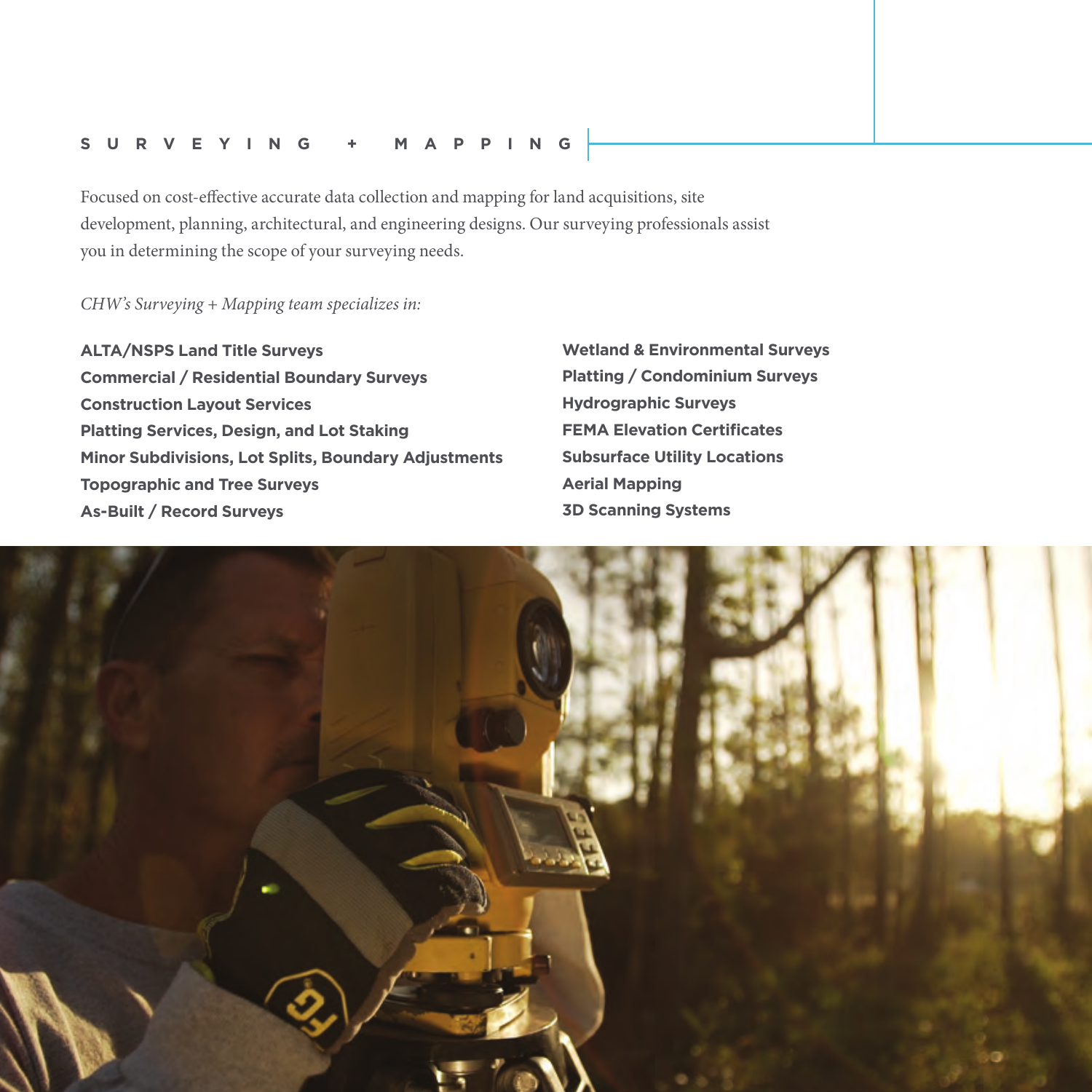## SURVEYING + MAPPING

Focused on cost-effective accurate data collection and mapping for land acquisitions, site development, planning, architectural, and engineering designs. Our surveying professionals assist you in determining the scope of your surveying needs.

*CHW's Surveying + Mapping team specializes in:*

**ALTA/NSPS Land Title Surveys**
**Commercial / Residential Boundary Surveys**
**Construction Layout Services**
**Platting Services, Design, and Lot Staking**
**Minor Subdivisions, Lot Splits, Boundary Adjustments**
**Topographic and Tree Surveys**
**As-Built / Record Surveys**
**Wetland & Environmental Surveys**
**Platting / Condominium Surveys**
**Hydrographic Surveys**
**FEMA Elevation Certificates**
**Subsurface Utility Locations**
**Aerial Mapping**
**3D Scanning Systems**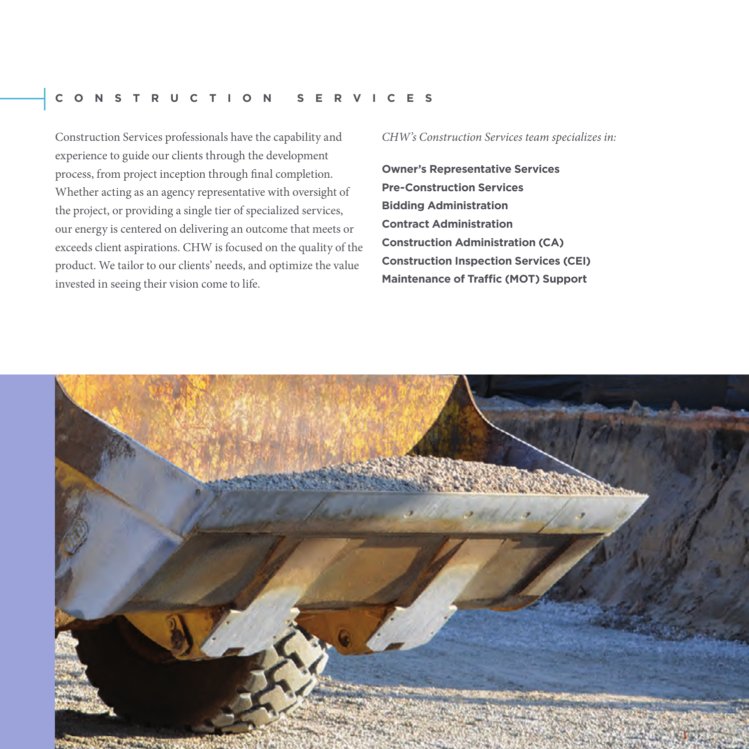## CONSTRUCTION SERVICES

Construction Services professionals have the capability and experience to guide our clients through the development process, from project inception through final completion. Whether acting as an agency representative with oversight of the project, or providing a single tier of specialized services, our energy is centered on delivering an outcome that meets or exceeds client aspirations. CHW is focused on the quality of the product. We tailor to our clients' needs, and optimize the value invested in seeing their vision come to life.

*CHW's Construction Services team specializes in:*

**Owner's Representative Services**
**Pre-Construction Services**
**Bidding Administration**
**Contract Administration**
**Construction Administration (CA)**
**Construction Inspection Services (CEI)**
**Maintenance of Traffic (MOT) Support**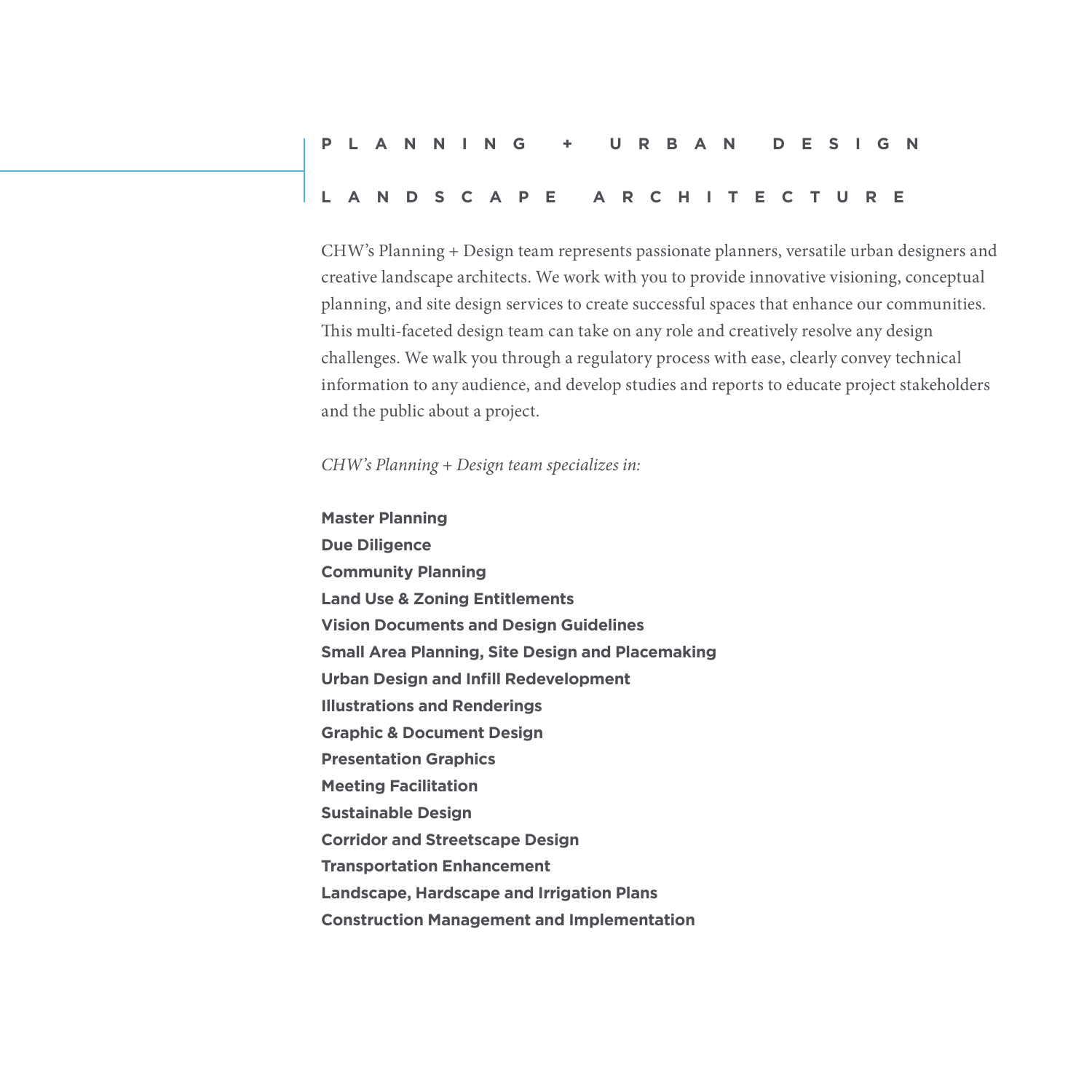## PLANNING + URBAN DESIGN

## LANDSCAPE ARCHITECTURE

CHW's Planning + Design team represents passionate planners, versatile urban designers and creative landscape architects. We work with you to provide innovative visioning, conceptual planning, and site design services to create successful spaces that enhance our communities. This multi-faceted design team can take on any role and creatively resolve any design challenges. We walk you through a regulatory process with ease, clearly convey technical information to any audience, and develop studies and reports to educate project stakeholders and the public about a project.

*CHW's Planning + Design team specializes in:*

**Master Planning**
**Due Diligence**
**Community Planning**
**Land Use & Zoning Entitlements**
**Vision Documents and Design Guidelines**
**Small Area Planning, Site Design and Placemaking**
**Urban Design and Infill Redevelopment**
**Illustrations and Renderings**
**Graphic & Document Design**
**Presentation Graphics**
**Meeting Facilitation**
**Sustainable Design**
**Corridor and Streetscape Design**
**Transportation Enhancement**
**Landscape, Hardscape and Irrigation Plans**
**Construction Management and Implementation**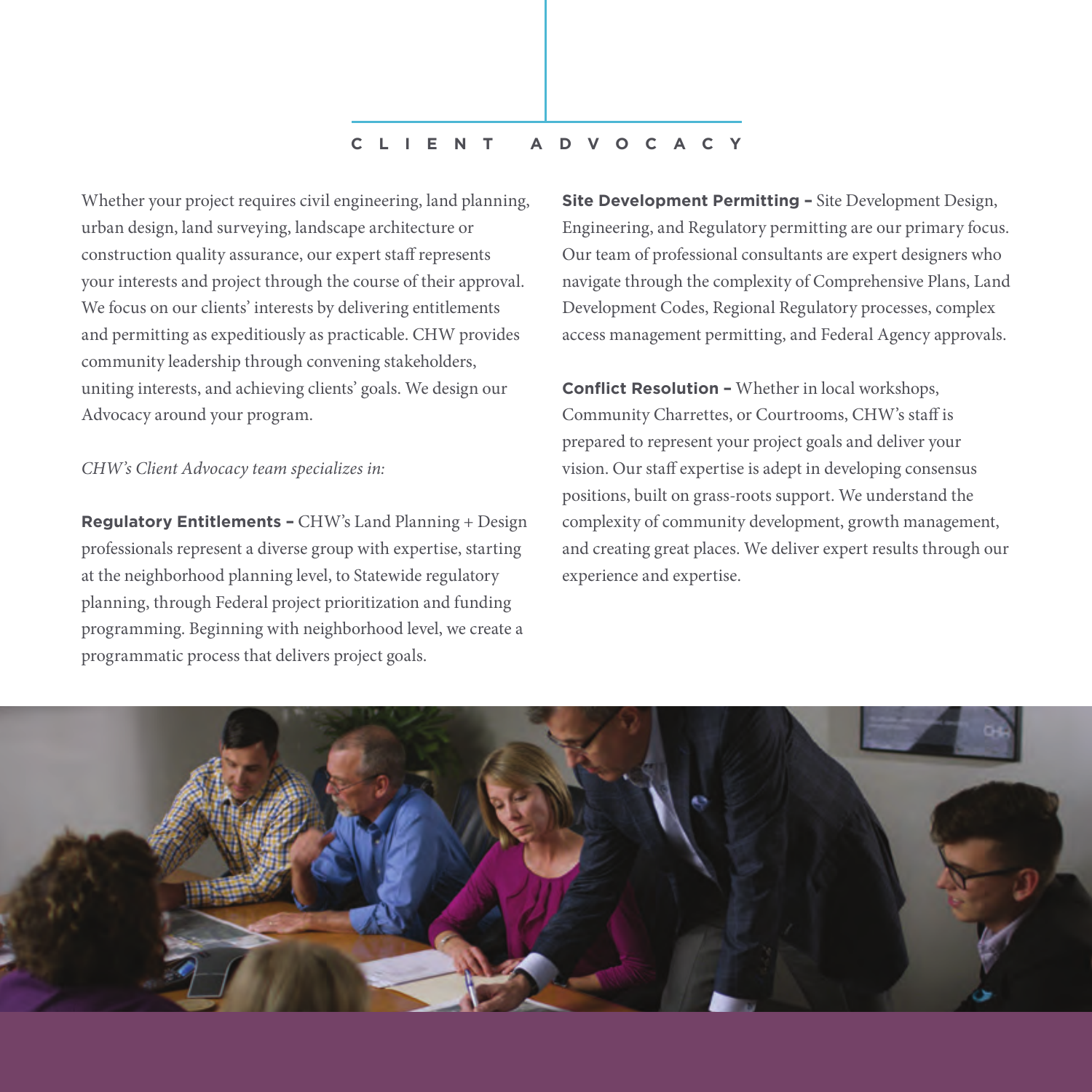# CLIENT ADVOCACY

Whether your project requires civil engineering, land planning, urban design, land surveying, landscape architecture or construction quality assurance, our expert staff represents your interests and project through the course of their approval. We focus on our clients' interests by delivering entitlements and permitting as expeditiously as practicable. CHW provides community leadership through convening stakeholders, uniting interests, and achieving clients' goals. We design our Advocacy around your program.

*CHW's Client Advocacy team specializes in:*

**Regulatory Entitlements –** CHW's Land Planning + Design professionals represent a diverse group with expertise, starting at the neighborhood planning level, to Statewide regulatory planning, through Federal project prioritization and funding programming. Beginning with neighborhood level, we create a programmatic process that delivers project goals.

**Site Development Permitting –** Site Development Design, Engineering, and Regulatory permitting are our primary focus. Our team of professional consultants are expert designers who navigate through the complexity of Comprehensive Plans, Land Development Codes, Regional Regulatory processes, complex access management permitting, and Federal Agency approvals.

**Conflict Resolution –** Whether in local workshops, Community Charrettes, or Courtrooms, CHW's staff is prepared to represent your project goals and deliver your vision. Our staff expertise is adept in developing consensus positions, built on grass-roots support. We understand the complexity of community development, growth management, and creating great places. We deliver expert results through our experience and expertise.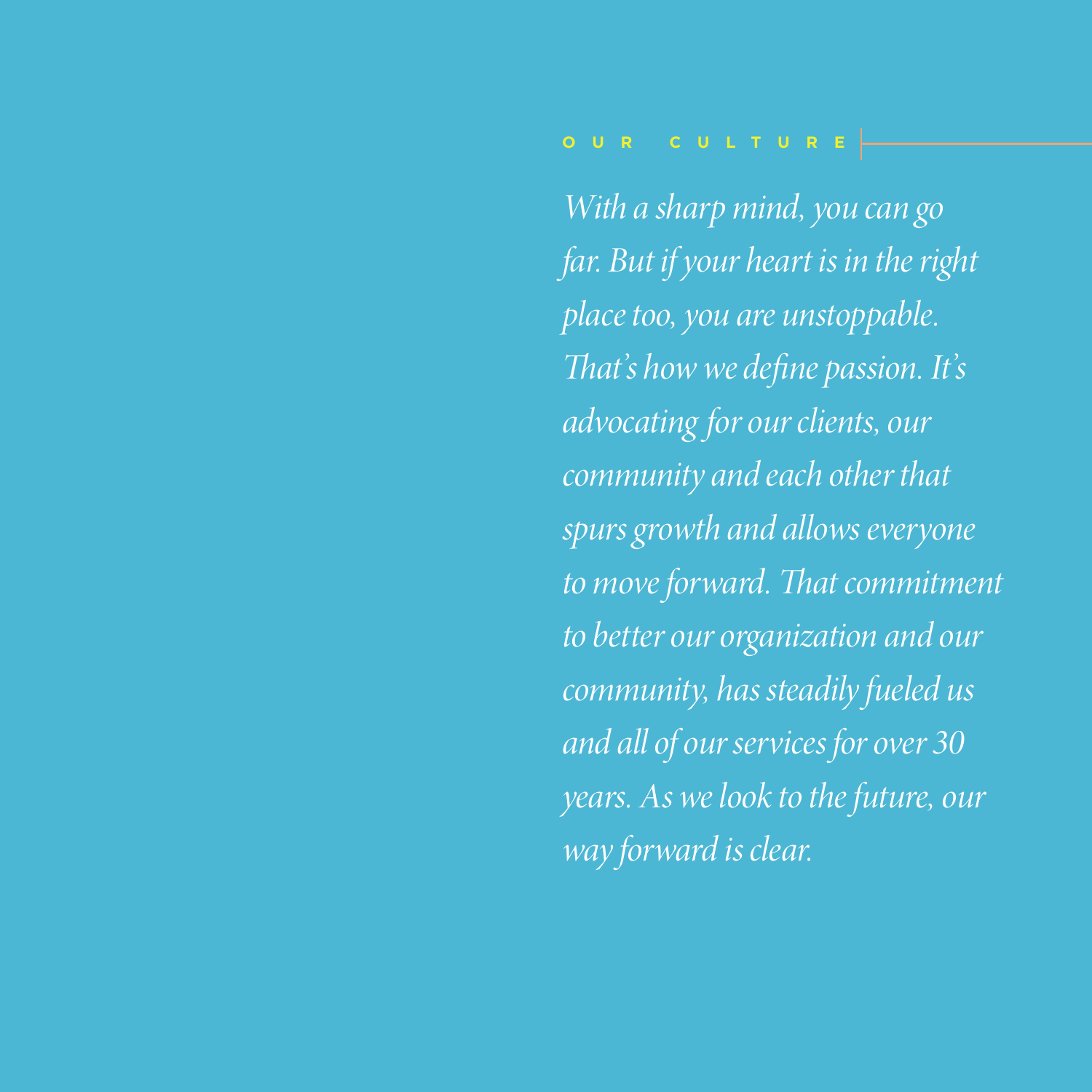## OUR CULTURE

*With a sharp mind, you can go far. But if your heart is in the right place too, you are unstoppable. That's how we define passion. It's advocating for our clients, our community and each other that spurs growth and allows everyone to move forward. That commitment to better our organization and our community, has steadily fueled us and all of our services for over 30 years. As we look to the future, our way forward is clear.*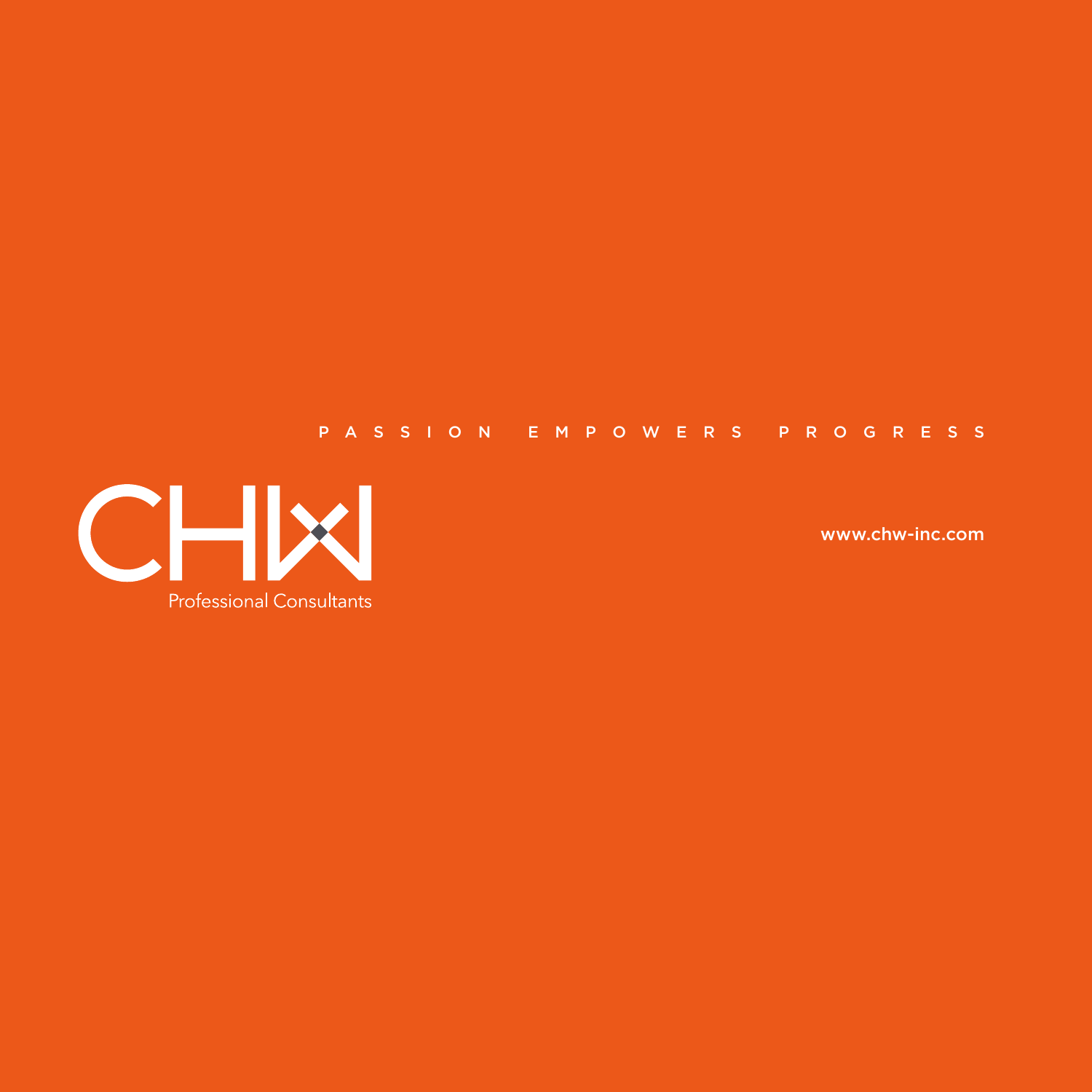PASSION EMPOWERS PROGRESS

CHW

Professional Consultants

www.chw-inc.com